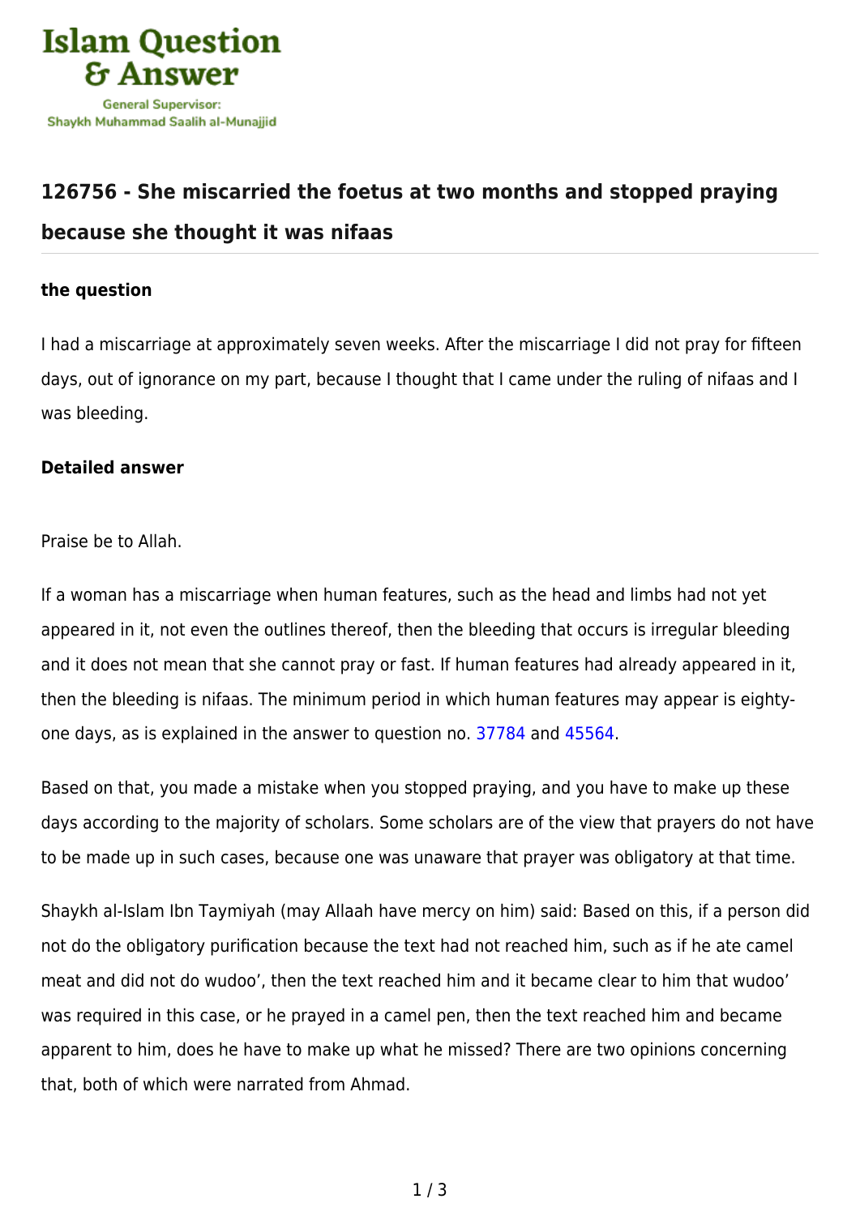Islam Question & Answer

General Supervisor:
Shaykh Muhammad Saalih al-Munajjid

## 126756 - She miscarried the foetus at two months and stopped praying because she thought it was nifaas

**the question**

I had a miscarriage at approximately seven weeks. After the miscarriage I did not pray for fifteen days, out of ignorance on my part, because I thought that I came under the ruling of nifaas and I was bleeding.

**Detailed answer**

Praise be to Allah.

If a woman has a miscarriage when human features, such as the head and limbs had not yet appeared in it, not even the outlines thereof, then the bleeding that occurs is irregular bleeding and it does not mean that she cannot pray or fast. If human features had already appeared in it, then the bleeding is nifaas. The minimum period in which human features may appear is eighty-one days, as is explained in the answer to question no. 37784 and 45564.

Based on that, you made a mistake when you stopped praying, and you have to make up these days according to the majority of scholars. Some scholars are of the view that prayers do not have to be made up in such cases, because one was unaware that prayer was obligatory at that time.

Shaykh al-Islam Ibn Taymiyah (may Allaah have mercy on him) said: Based on this, if a person did not do the obligatory purification because the text had not reached him, such as if he ate camel meat and did not do wudoo', then the text reached him and it became clear to him that wudoo' was required in this case, or he prayed in a camel pen, then the text reached him and became apparent to him, does he have to make up what he missed? There are two opinions concerning that, both of which were narrated from Ahmad.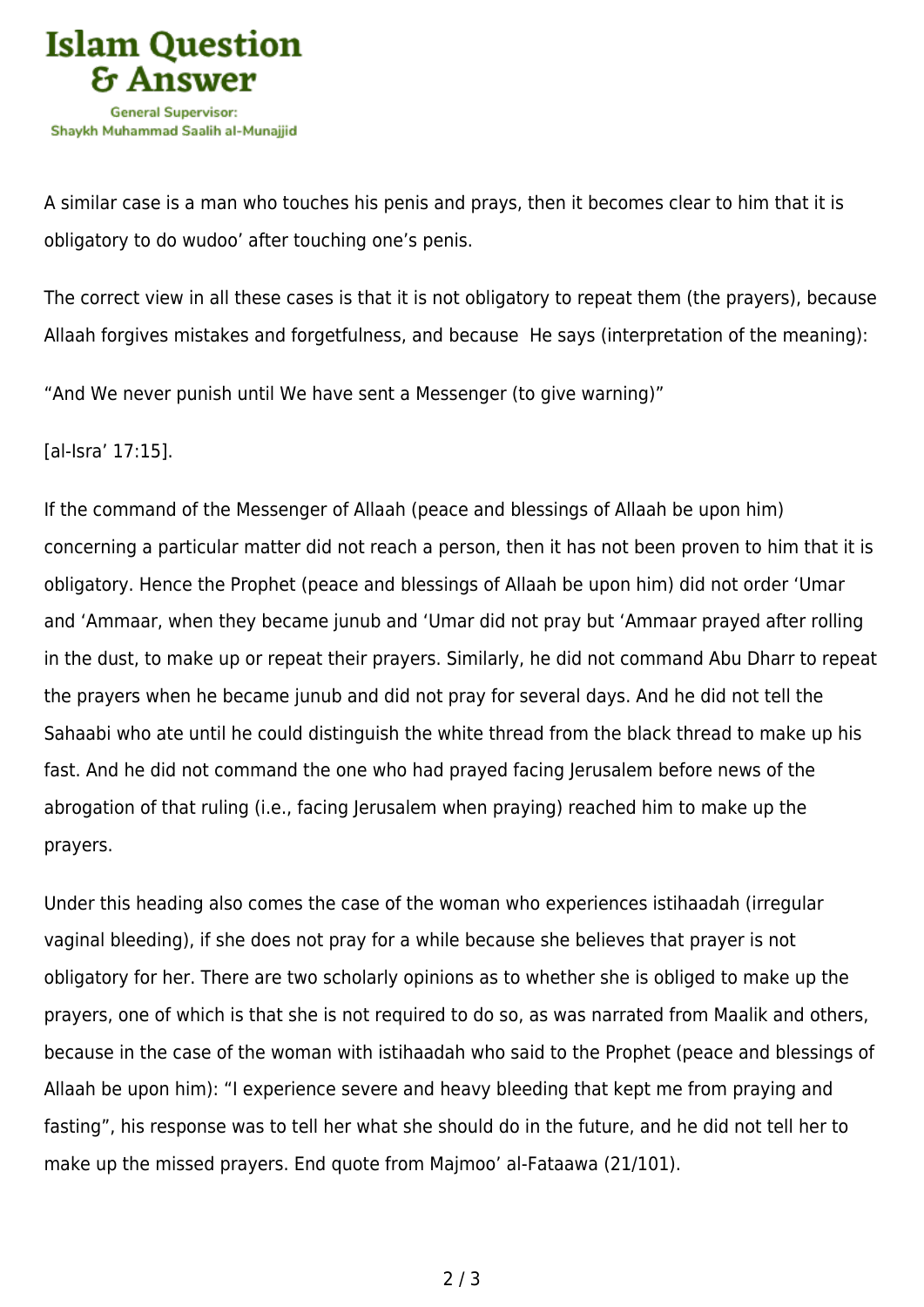A similar case is a man who touches his penis and prays, then it becomes clear to him that it is obligatory to do wudoo' after touching one's penis.

The correct view in all these cases is that it is not obligatory to repeat them (the prayers), because Allaah forgives mistakes and forgetfulness, and because He says (interpretation of the meaning):

"And We never punish until We have sent a Messenger (to give warning)"

[al-Isra' 17:15].

If the command of the Messenger of Allaah (peace and blessings of Allaah be upon him) concerning a particular matter did not reach a person, then it has not been proven to him that it is obligatory. Hence the Prophet (peace and blessings of Allaah be upon him) did not order 'Umar and 'Ammaar, when they became junub and 'Umar did not pray but 'Ammaar prayed after rolling in the dust, to make up or repeat their prayers. Similarly, he did not command Abu Dharr to repeat the prayers when he became junub and did not pray for several days. And he did not tell the Sahaabi who ate until he could distinguish the white thread from the black thread to make up his fast. And he did not command the one who had prayed facing Jerusalem before news of the abrogation of that ruling (i.e., facing Jerusalem when praying) reached him to make up the prayers.

Under this heading also comes the case of the woman who experiences istihaadah (irregular vaginal bleeding), if she does not pray for a while because she believes that prayer is not obligatory for her. There are two scholarly opinions as to whether she is obliged to make up the prayers, one of which is that she is not required to do so, as was narrated from Maalik and others, because in the case of the woman with istihaadah who said to the Prophet (peace and blessings of Allaah be upon him): "I experience severe and heavy bleeding that kept me from praying and fasting", his response was to tell her what she should do in the future, and he did not tell her to make up the missed prayers. End quote from Majmoo' al-Fataawa (21/101).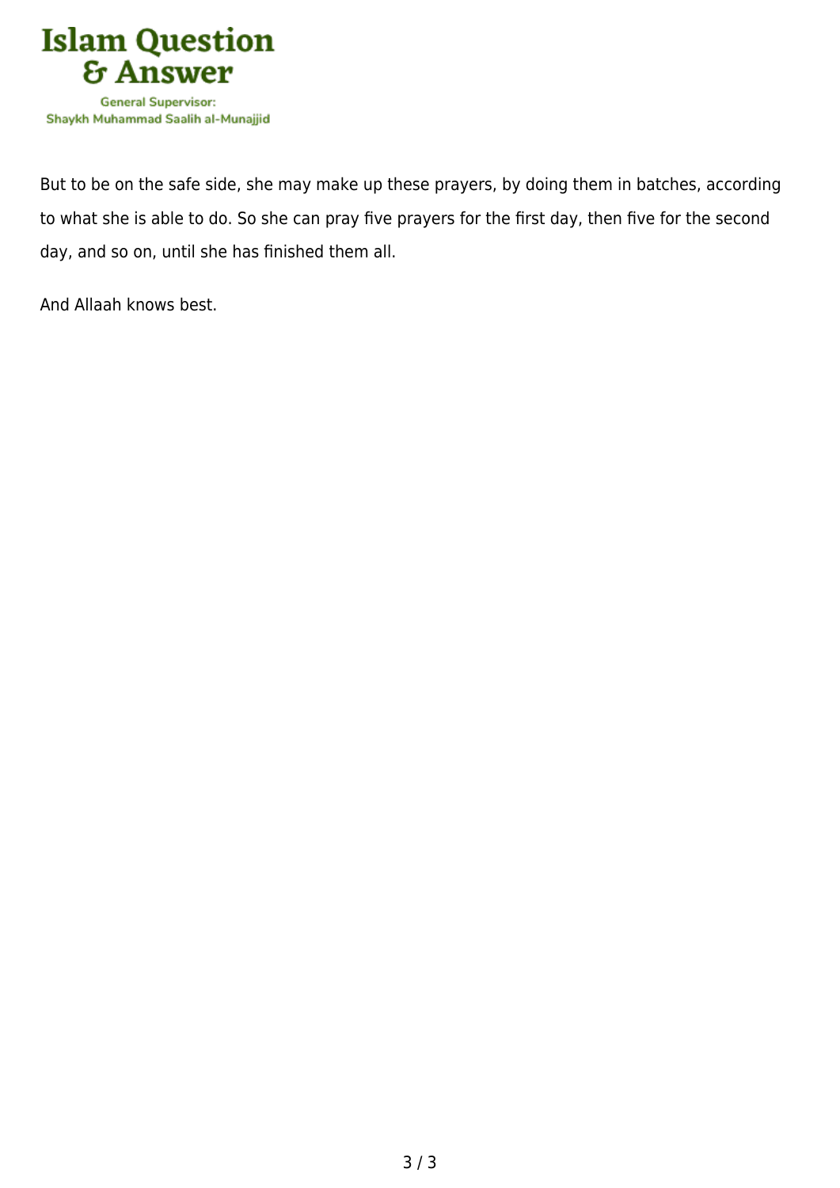But to be on the safe side, she may make up these prayers, by doing them in batches, according to what she is able to do. So she can pray five prayers for the first day, then five for the second day, and so on, until she has finished them all.

And Allaah knows best.